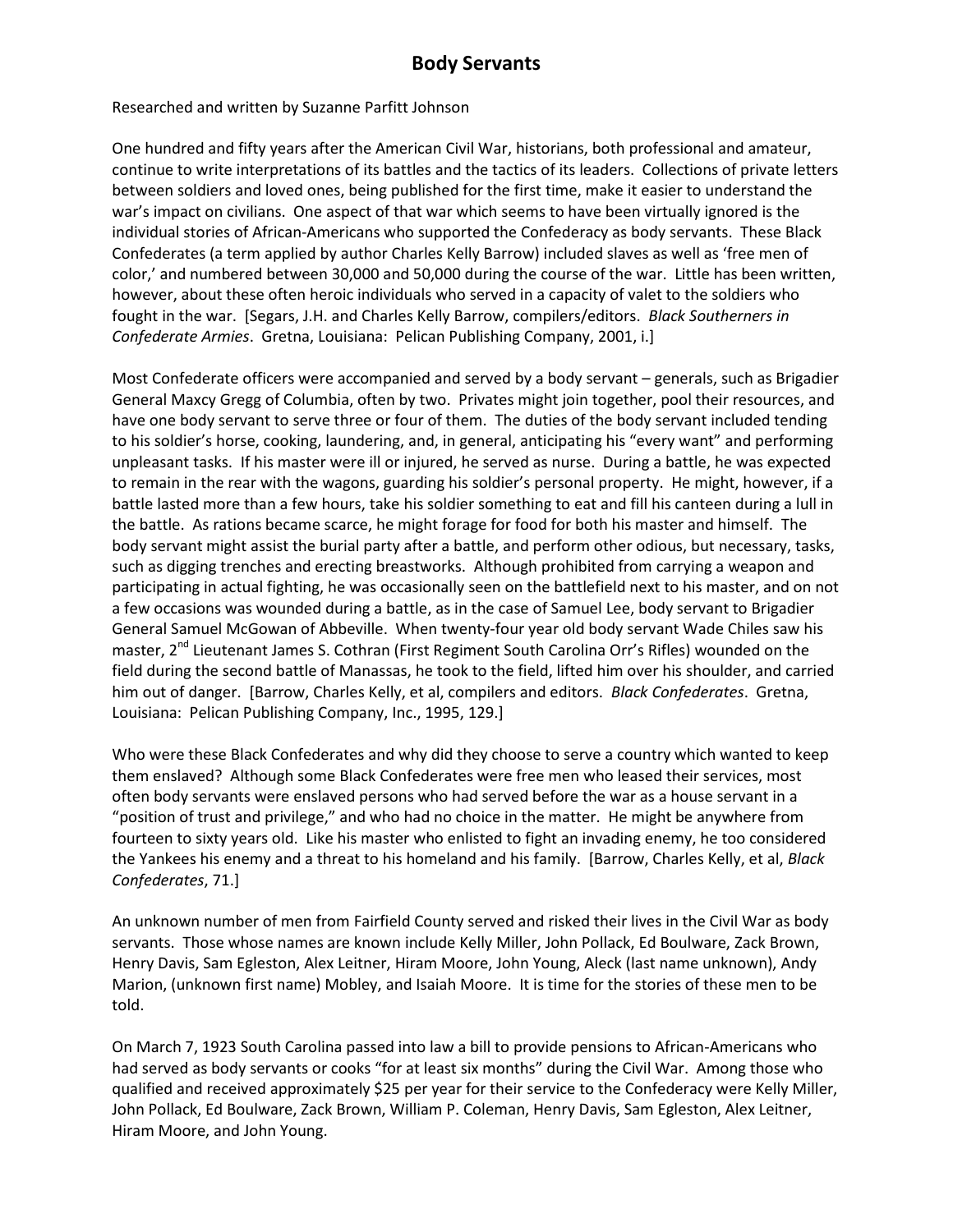# Body Servants

Researched and written by Suzanne Parfitt Johnson

One hundred and fifty years after the American Civil War, historians, both professional and amateur, continue to write interpretations of its battles and the tactics of its leaders. Collections of private letters between soldiers and loved ones, being published for the first time, make it easier to understand the war's impact on civilians. One aspect of that war which seems to have been virtually ignored is the individual stories of African-Americans who supported the Confederacy as body servants. These Black Confederates (a term applied by author Charles Kelly Barrow) included slaves as well as 'free men of color,' and numbered between 30,000 and 50,000 during the course of the war. Little has been written, however, about these often heroic individuals who served in a capacity of valet to the soldiers who fought in the war. [Segars, J.H. and Charles Kelly Barrow, compilers/editors. *Black Southerners in Confederate Armies*. Gretna, Louisiana: Pelican Publishing Company, 2001, i.]

Most Confederate officers were accompanied and served by a body servant – generals, such as Brigadier General Maxcy Gregg of Columbia, often by two. Privates might join together, pool their resources, and have one body servant to serve three or four of them. The duties of the body servant included tending to his soldier's horse, cooking, laundering, and, in general, anticipating his "every want" and performing unpleasant tasks. If his master were ill or injured, he served as nurse. During a battle, he was expected to remain in the rear with the wagons, guarding his soldier's personal property. He might, however, if a battle lasted more than a few hours, take his soldier something to eat and fill his canteen during a lull in the battle. As rations became scarce, he might forage for food for both his master and himself. The body servant might assist the burial party after a battle, and perform other odious, but necessary, tasks, such as digging trenches and erecting breastworks. Although prohibited from carrying a weapon and participating in actual fighting, he was occasionally seen on the battlefield next to his master, and on not a few occasions was wounded during a battle, as in the case of Samuel Lee, body servant to Brigadier General Samuel McGowan of Abbeville. When twenty-four year old body servant Wade Chiles saw his master, 2nd Lieutenant James S. Cothran (First Regiment South Carolina Orr's Rifles) wounded on the field during the second battle of Manassas, he took to the field, lifted him over his shoulder, and carried him out of danger. [Barrow, Charles Kelly, et al, compilers and editors. *Black Confederates*. Gretna, Louisiana: Pelican Publishing Company, Inc., 1995, 129.]

Who were these Black Confederates and why did they choose to serve a country which wanted to keep them enslaved? Although some Black Confederates were free men who leased their services, most often body servants were enslaved persons who had served before the war as a house servant in a "position of trust and privilege," and who had no choice in the matter. He might be anywhere from fourteen to sixty years old. Like his master who enlisted to fight an invading enemy, he too considered the Yankees his enemy and a threat to his homeland and his family. [Barrow, Charles Kelly, et al, *Black Confederates*, 71.]

An unknown number of men from Fairfield County served and risked their lives in the Civil War as body servants. Those whose names are known include Kelly Miller, John Pollack, Ed Boulware, Zack Brown, Henry Davis, Sam Egleston, Alex Leitner, Hiram Moore, John Young, Aleck (last name unknown), Andy Marion, (unknown first name) Mobley, and Isaiah Moore. It is time for the stories of these men to be told.

On March 7, 1923 South Carolina passed into law a bill to provide pensions to African-Americans who had served as body servants or cooks "for at least six months" during the Civil War. Among those who qualified and received approximately $25 per year for their service to the Confederacy were Kelly Miller, John Pollack, Ed Boulware, Zack Brown, William P. Coleman, Henry Davis, Sam Egleston, Alex Leitner, Hiram Moore, and John Young.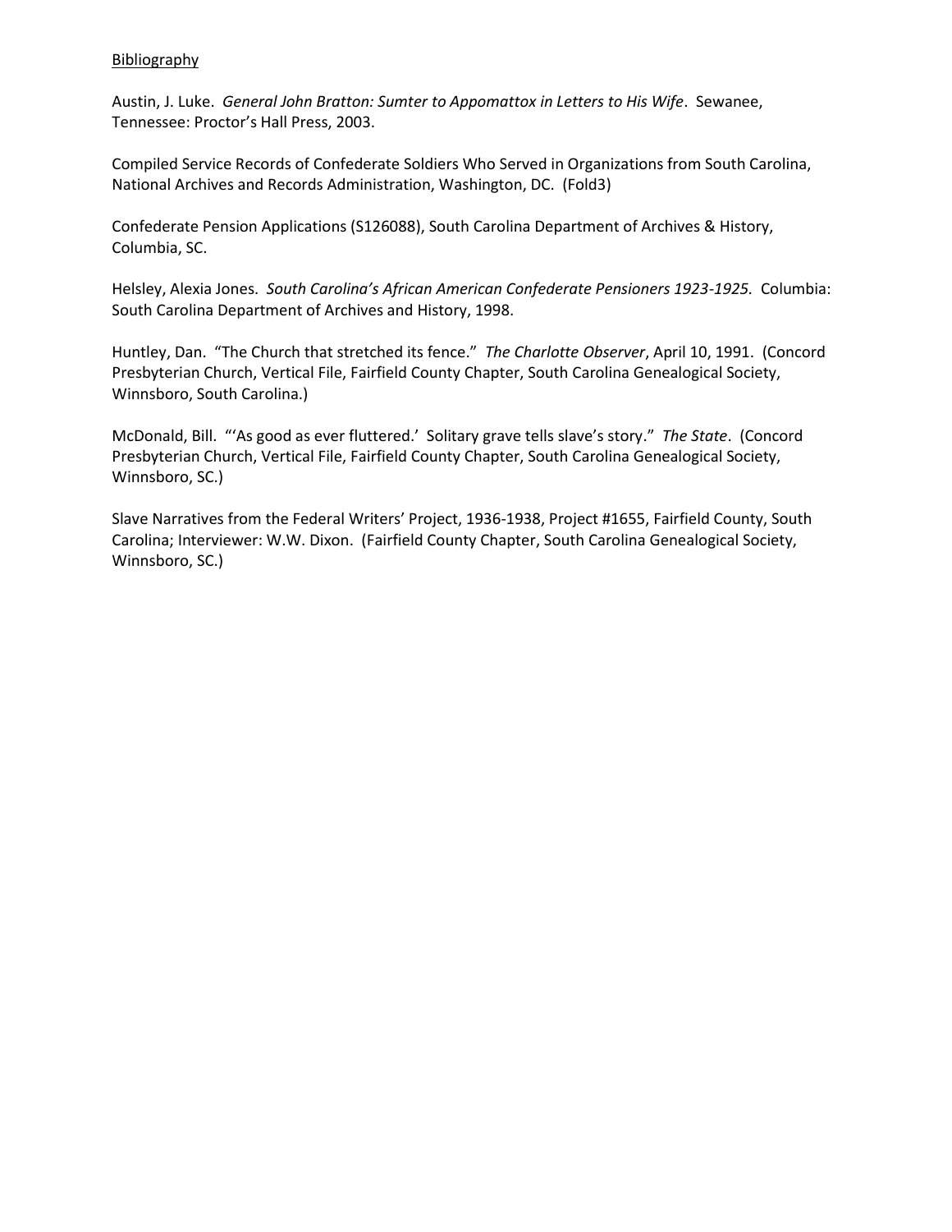## Bibliography

Austin, J. Luke. *General John Bratton: Sumter to Appomattox in Letters to His Wife*. Sewanee, Tennessee: Proctor's Hall Press, 2003.

Compiled Service Records of Confederate Soldiers Who Served in Organizations from South Carolina, National Archives and Records Administration, Washington, DC. (Fold3)

Confederate Pension Applications (S126088), South Carolina Department of Archives & History, Columbia, SC.

Helsley, Alexia Jones. *South Carolina's African American Confederate Pensioners 1923-1925.* Columbia: South Carolina Department of Archives and History, 1998.

Huntley, Dan. "The Church that stretched its fence." *The Charlotte Observer*, April 10, 1991. (Concord Presbyterian Church, Vertical File, Fairfield County Chapter, South Carolina Genealogical Society, Winnsboro, South Carolina.)

McDonald, Bill. "'As good as ever fluttered.' Solitary grave tells slave's story." *The State*. (Concord Presbyterian Church, Vertical File, Fairfield County Chapter, South Carolina Genealogical Society, Winnsboro, SC.)

Slave Narratives from the Federal Writers' Project, 1936-1938, Project #1655, Fairfield County, South Carolina; Interviewer: W.W. Dixon. (Fairfield County Chapter, South Carolina Genealogical Society, Winnsboro, SC.)